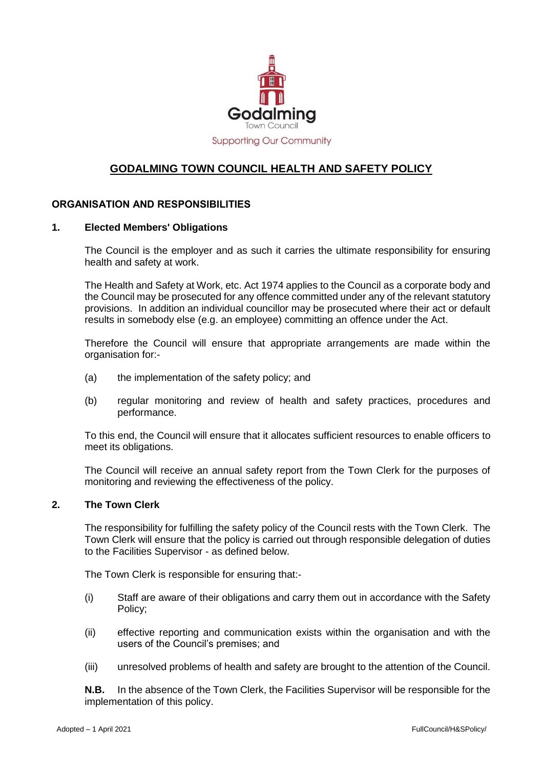Godalming Town Council

Supporting Our Community

# GODALMING TOWN COUNCIL HEALTH AND SAFETY POLICY

## ORGANISATION AND RESPONSIBILITIES

### 1. Elected Members' Obligations

The Council is the employer and as such it carries the ultimate responsibility for ensuring health and safety at work.

The Health and Safety at Work, etc. Act 1974 applies to the Council as a corporate body and the Council may be prosecuted for any offence committed under any of the relevant statutory provisions. In addition an individual councillor may be prosecuted where their act or default results in somebody else (e.g. an employee) committing an offence under the Act.

Therefore the Council will ensure that appropriate arrangements are made within the organisation for:-

(a) the implementation of the safety policy; and

(b) regular monitoring and review of health and safety practices, procedures and performance.

To this end, the Council will ensure that it allocates sufficient resources to enable officers to meet its obligations.

The Council will receive an annual safety report from the Town Clerk for the purposes of monitoring and reviewing the effectiveness of the policy.

### 2. The Town Clerk

The responsibility for fulfilling the safety policy of the Council rests with the Town Clerk. The Town Clerk will ensure that the policy is carried out through responsible delegation of duties to the Facilities Supervisor - as defined below.

The Town Clerk is responsible for ensuring that:-

(i) Staff are aware of their obligations and carry them out in accordance with the Safety Policy;

(ii) effective reporting and communication exists within the organisation and with the users of the Council's premises; and

(iii) unresolved problems of health and safety are brought to the attention of the Council.

**N.B.** In the absence of the Town Clerk, the Facilities Supervisor will be responsible for the implementation of this policy.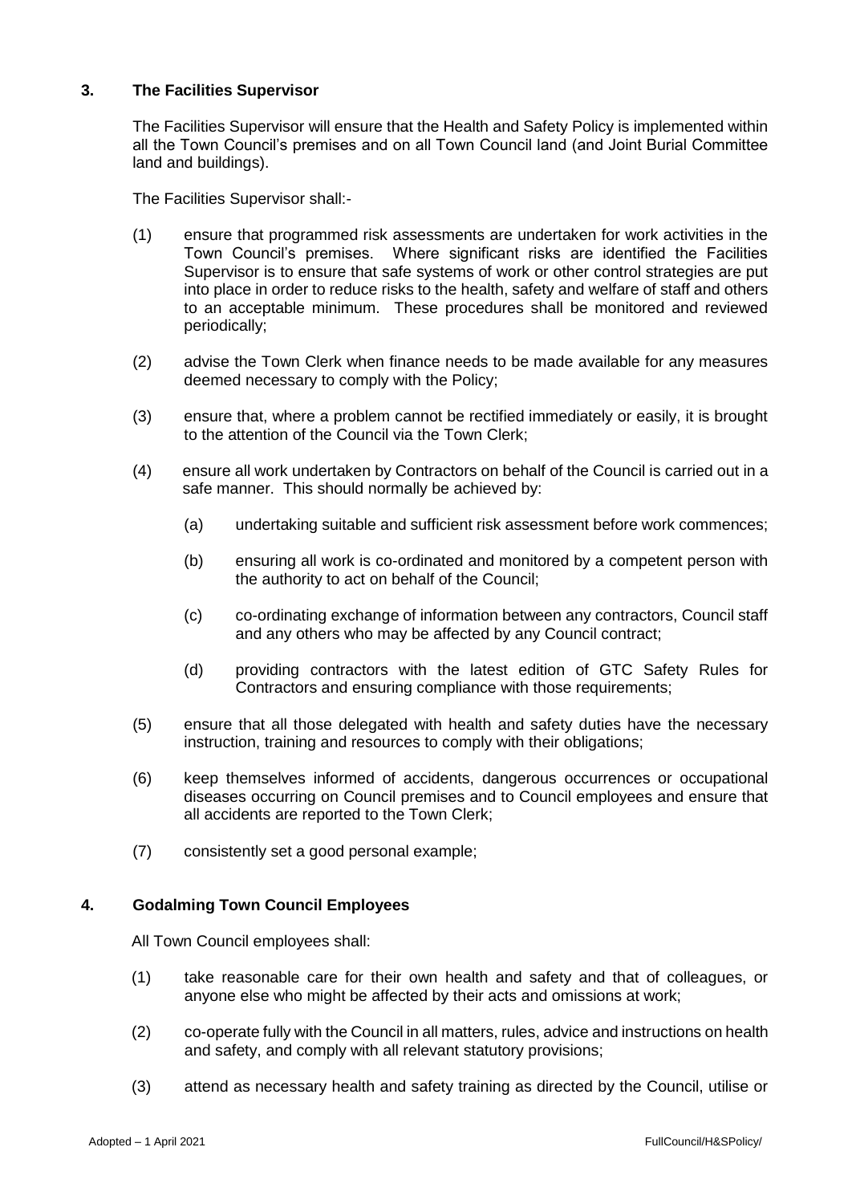## 3. The Facilities Supervisor

The Facilities Supervisor will ensure that the Health and Safety Policy is implemented within all the Town Council's premises and on all Town Council land (and Joint Burial Committee land and buildings).

The Facilities Supervisor shall:-

(1) ensure that programmed risk assessments are undertaken for work activities in the Town Council's premises. Where significant risks are identified the Facilities Supervisor is to ensure that safe systems of work or other control strategies are put into place in order to reduce risks to the health, safety and welfare of staff and others to an acceptable minimum. These procedures shall be monitored and reviewed periodically;

(2) advise the Town Clerk when finance needs to be made available for any measures deemed necessary to comply with the Policy;

(3) ensure that, where a problem cannot be rectified immediately or easily, it is brought to the attention of the Council via the Town Clerk;

(4) ensure all work undertaken by Contractors on behalf of the Council is carried out in a safe manner. This should normally be achieved by:

  (a) undertaking suitable and sufficient risk assessment before work commences;

  (b) ensuring all work is co-ordinated and monitored by a competent person with the authority to act on behalf of the Council;

  (c) co-ordinating exchange of information between any contractors, Council staff and any others who may be affected by any Council contract;

  (d) providing contractors with the latest edition of GTC Safety Rules for Contractors and ensuring compliance with those requirements;

(5) ensure that all those delegated with health and safety duties have the necessary instruction, training and resources to comply with their obligations;

(6) keep themselves informed of accidents, dangerous occurrences or occupational diseases occurring on Council premises and to Council employees and ensure that all accidents are reported to the Town Clerk;

(7) consistently set a good personal example;

## 4. Godalming Town Council Employees

All Town Council employees shall:

(1) take reasonable care for their own health and safety and that of colleagues, or anyone else who might be affected by their acts and omissions at work;

(2) co-operate fully with the Council in all matters, rules, advice and instructions on health and safety, and comply with all relevant statutory provisions;

(3) attend as necessary health and safety training as directed by the Council, utilise or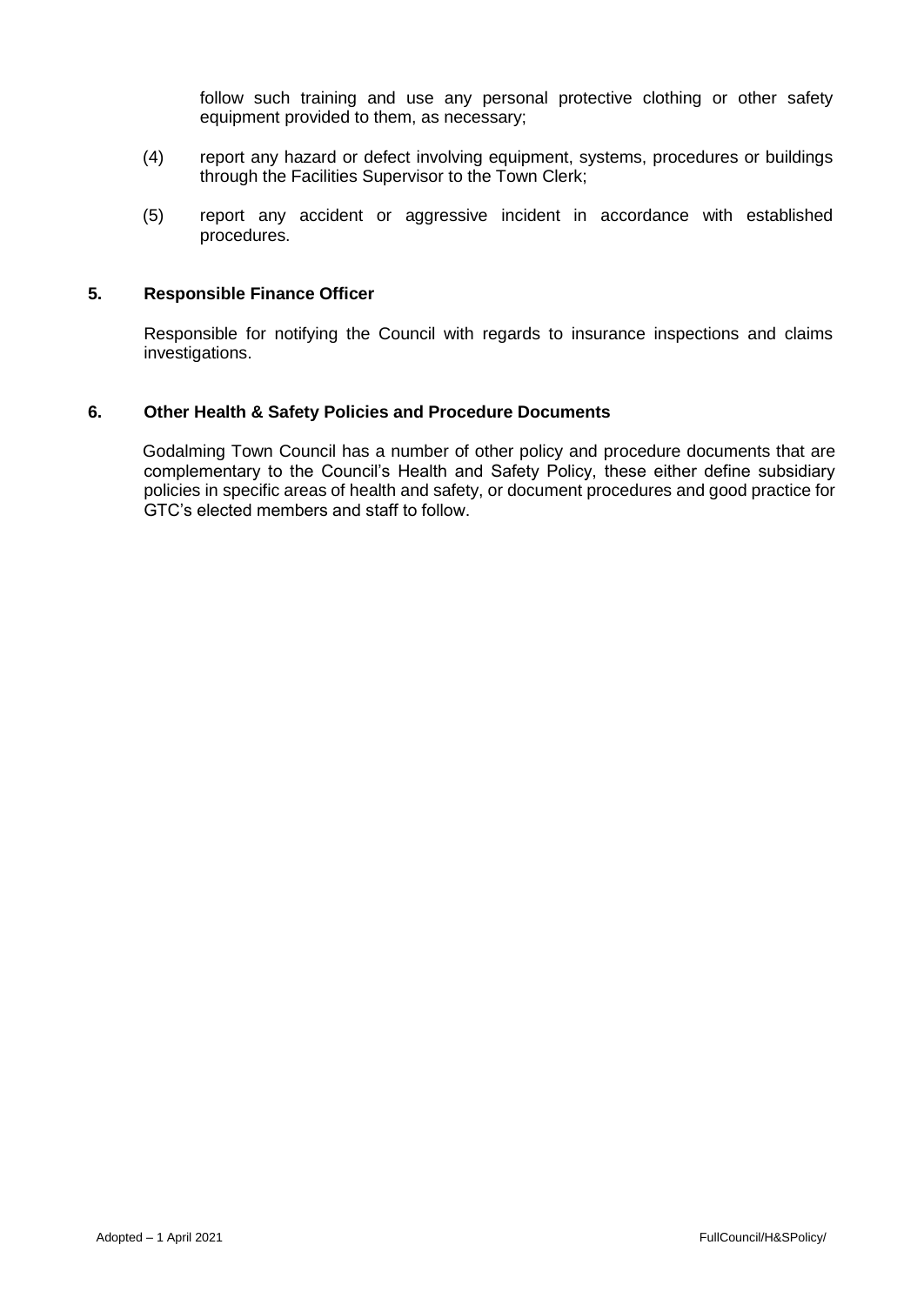follow such training and use any personal protective clothing or other safety equipment provided to them, as necessary;

(4) report any hazard or defect involving equipment, systems, procedures or buildings through the Facilities Supervisor to the Town Clerk;

(5) report any accident or aggressive incident in accordance with established procedures.

## 5. Responsible Finance Officer

Responsible for notifying the Council with regards to insurance inspections and claims investigations.

## 6. Other Health & Safety Policies and Procedure Documents

Godalming Town Council has a number of other policy and procedure documents that are complementary to the Council's Health and Safety Policy, these either define subsidiary policies in specific areas of health and safety, or document procedures and good practice for GTC's elected members and staff to follow.